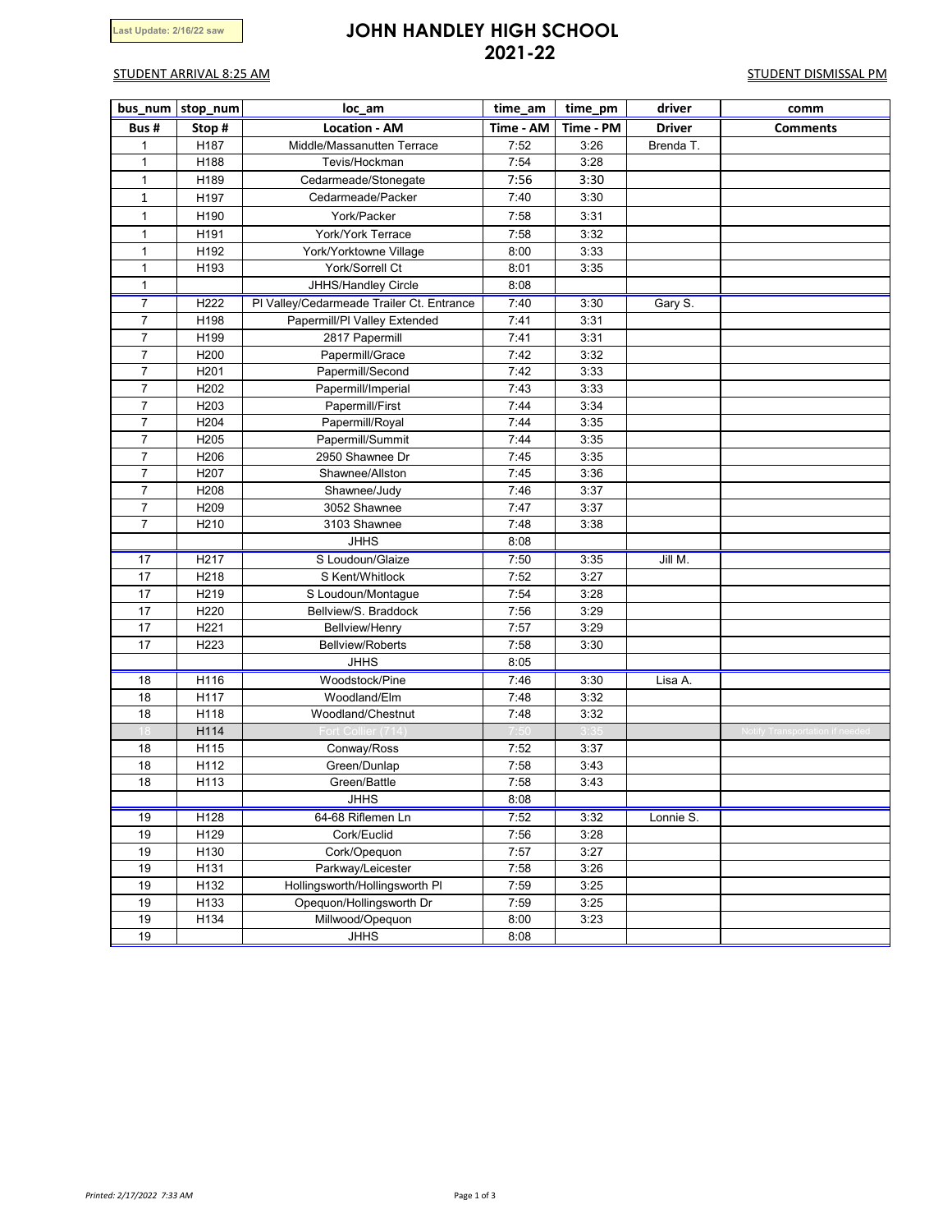Last Update: 2/16/22 saw

# JOHN HANDLEY HIGH SCHOOL
## 2021-22

STUDENT ARRIVAL 8:25 AM

STUDENT DISMISSAL PM

| bus_num | stop_num | loc_am | time_am | time_pm | driver | comm |
|---|---|---|---|---|---|---|
| **Bus #** | **Stop #** | **Location - AM** | **Time - AM** | **Time - PM** | **Driver** | **Comments** |
| 1 | H187 | Middle/Massanutten Terrace | 7:52 | 3:26 | Brenda T. | |
| 1 | H188 | Tevis/Hockman | 7:54 | 3:28 | | |
| 1 | H189 | Cedarmeade/Stonegate | 7:56 | 3:30 | | |
| 1 | H197 | Cedarmeade/Packer | 7:40 | 3:30 | | |
| 1 | H190 | York/Packer | 7:58 | 3:31 | | |
| 1 | H191 | York/York Terrace | 7:58 | 3:32 | | |
| 1 | H192 | York/Yorktowne Village | 8:00 | 3:33 | | |
| 1 | H193 | York/Sorrell Ct | 8:01 | 3:35 | | |
| 1 | | JHHS/Handley Circle | 8:08 | | | |
| 7 | H222 | Pl Valley/Cedarmeade Trailer Ct. Entrance | 7:40 | 3:30 | Gary S. | |
| 7 | H198 | Papermill/Pl Valley Extended | 7:41 | 3:31 | | |
| 7 | H199 | 2817 Papermill | 7:41 | 3:31 | | |
| 7 | H200 | Papermill/Grace | 7:42 | 3:32 | | |
| 7 | H201 | Papermill/Second | 7:42 | 3:33 | | |
| 7 | H202 | Papermill/Imperial | 7:43 | 3:33 | | |
| 7 | H203 | Papermill/First | 7:44 | 3:34 | | |
| 7 | H204 | Papermill/Royal | 7:44 | 3:35 | | |
| 7 | H205 | Papermill/Summit | 7:44 | 3:35 | | |
| 7 | H206 | 2950 Shawnee Dr | 7:45 | 3:35 | | |
| 7 | H207 | Shawnee/Allston | 7:45 | 3:36 | | |
| 7 | H208 | Shawnee/Judy | 7:46 | 3:37 | | |
| 7 | H209 | 3052 Shawnee | 7:47 | 3:37 | | |
| 7 | H210 | 3103 Shawnee | 7:48 | 3:38 | | |
| | | JHHS | 8:08 | | | |
| 17 | H217 | S Loudoun/Glaize | 7:50 | 3:35 | Jill M. | |
| 17 | H218 | S Kent/Whitlock | 7:52 | 3:27 | | |
| 17 | H219 | S Loudoun/Montague | 7:54 | 3:28 | | |
| 17 | H220 | Bellview/S. Braddock | 7:56 | 3:29 | | |
| 17 | H221 | Bellview/Henry | 7:57 | 3:29 | | |
| 17 | H223 | Bellview/Roberts | 7:58 | 3:30 | | |
| | | JHHS | 8:05 | | | |
| 18 | H116 | Woodstock/Pine | 7:46 | 3:30 | Lisa A. | |
| 18 | H117 | Woodland/Elm | 7:48 | 3:32 | | |
| 18 | H118 | Woodland/Chestnut | 7:48 | 3:32 | | |
| 18 | H114 | Fort Collier (714) | 7:50 | 3:35 | | Notify Transportation if needed |
| 18 | H115 | Conway/Ross | 7:52 | 3:37 | | |
| 18 | H112 | Green/Dunlap | 7:58 | 3:43 | | |
| 18 | H113 | Green/Battle | 7:58 | 3:43 | | |
| | | JHHS | 8:08 | | | |
| 19 | H128 | 64-68 Riflemen Ln | 7:52 | 3:32 | Lonnie S. | |
| 19 | H129 | Cork/Euclid | 7:56 | 3:28 | | |
| 19 | H130 | Cork/Opequon | 7:57 | 3:27 | | |
| 19 | H131 | Parkway/Leicester | 7:58 | 3:26 | | |
| 19 | H132 | Hollingsworth/Hollingsworth Pl | 7:59 | 3:25 | | |
| 19 | H133 | Opequon/Hollingsworth Dr | 7:59 | 3:25 | | |
| 19 | H134 | Millwood/Opequon | 8:00 | 3:23 | | |
| 19 | | JHHS | 8:08 | | | |

*Printed: 2/17/2022 7:33 AM*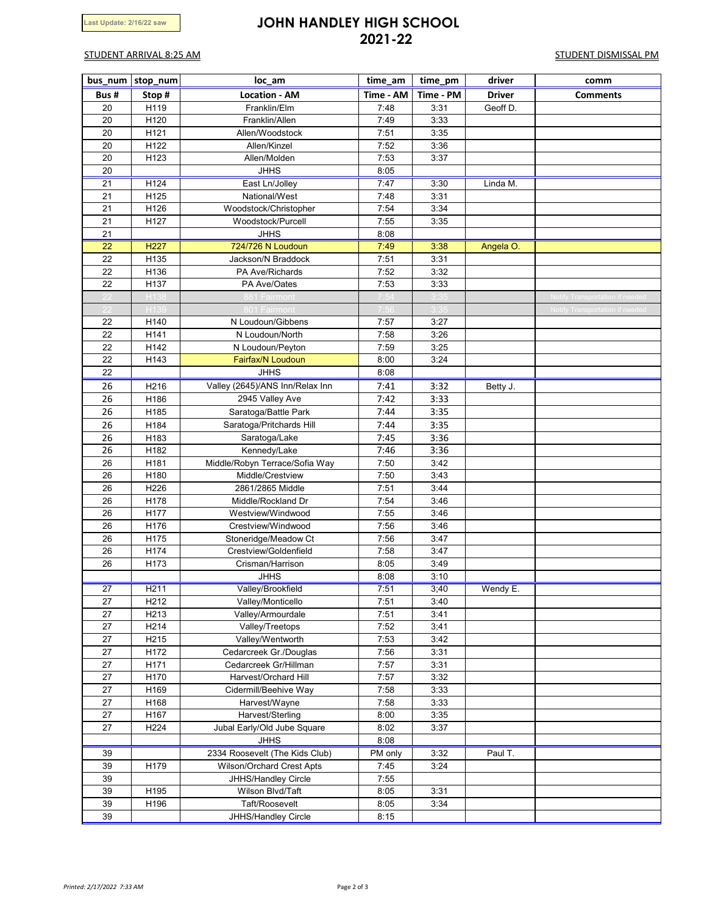Last Update: 2/16/22 saw

# JOHN HANDLEY HIGH SCHOOL
## 2021-22

STUDENT ARRIVAL 8:25 AM

STUDENT DISMISSAL PM

| bus_num | stop_num | loc_am | time_am | time_pm | driver | comm |
|---|---|---|---|---|---|---|
| **Bus #** | **Stop #** | **Location - AM** | **Time - AM** | **Time - PM** | **Driver** | **Comments** |
| 20 | H119 | Franklin/Elm | 7:48 | 3:31 | Geoff D. | |
| 20 | H120 | Franklin/Allen | 7:49 | 3:33 | | |
| 20 | H121 | Allen/Woodstock | 7:51 | 3:35 | | |
| 20 | H122 | Allen/Kinzel | 7:52 | 3:36 | | |
| 20 | H123 | Allen/Molden | 7:53 | 3:37 | | |
| 20 | | JHHS | 8:05 | | | |
| 21 | H124 | East Ln/Jolley | 7:47 | 3:30 | Linda M. | |
| 21 | H125 | National/West | 7:48 | 3:31 | | |
| 21 | H126 | Woodstock/Christopher | 7:54 | 3:34 | | |
| 21 | H127 | Woodstock/Purcell | 7:55 | 3:35 | | |
| 21 | | JHHS | 8:08 | | | |
| 22 | H227 | 724/726 N Loudoun | 7:49 | 3:38 | Angela O. | |
| 22 | H135 | Jackson/N Braddock | 7:51 | 3:31 | | |
| 22 | H136 | PA Ave/Richards | 7:52 | 3:32 | | |
| 22 | H137 | PA Ave/Oates | 7:53 | 3:33 | | |
| 22 | H138 | 881 Fairmont | 7:54 | 3:35 | | Notify Transportation if needed |
| 22 | H139 | 801 Fairmont | 7:56 | 3:35 | | Notify Transportation if needed |
| 22 | H140 | N Loudoun/Gibbens | 7:57 | 3:27 | | |
| 22 | H141 | N Loudoun/North | 7:58 | 3:26 | | |
| 22 | H142 | N Loudoun/Peyton | 7:59 | 3:25 | | |
| 22 | H143 | Fairfax/N Loudoun | 8:00 | 3:24 | | |
| 22 | | JHHS | 8:08 | | | |
| 26 | H216 | Valley (2645)/ANS Inn/Relax Inn | 7:41 | 3:32 | Betty J. | |
| 26 | H186 | 2945 Valley Ave | 7:42 | 3:33 | | |
| 26 | H185 | Saratoga/Battle Park | 7:44 | 3:35 | | |
| 26 | H184 | Saratoga/Pritchards Hill | 7:44 | 3:35 | | |
| 26 | H183 | Saratoga/Lake | 7:45 | 3:36 | | |
| 26 | H182 | Kennedy/Lake | 7:46 | 3:36 | | |
| 26 | H181 | Middle/Robyn Terrace/Sofia Way | 7:50 | 3:42 | | |
| 26 | H180 | Middle/Crestview | 7:50 | 3:43 | | |
| 26 | H226 | 2861/2865 Middle | 7:51 | 3:44 | | |
| 26 | H178 | Middle/Rockland Dr | 7:54 | 3:46 | | |
| 26 | H177 | Westview/Windwood | 7:55 | 3:46 | | |
| 26 | H176 | Crestview/Windwood | 7:56 | 3:46 | | |
| 26 | H175 | Stoneridge/Meadow Ct | 7:56 | 3:47 | | |
| 26 | H174 | Crestview/Goldenfield | 7:58 | 3:47 | | |
| 26 | H173 | Crisman/Harrison | 8:05 | 3:49 | | |
| | | JHHS | 8:08 | 3:10 | | |
| 27 | H211 | Valley/Brookfield | 7:51 | 3;40 | Wendy E. | |
| 27 | H212 | Valley/Monticello | 7:51 | 3:40 | | |
| 27 | H213 | Valley/Armourdale | 7:51 | 3:41 | | |
| 27 | H214 | Valley/Treetops | 7:52 | 3:41 | | |
| 27 | H215 | Valley/Wentworth | 7:53 | 3:42 | | |
| 27 | H172 | Cedarcreek Gr./Douglas | 7:56 | 3:31 | | |
| 27 | H171 | Cedarcreek Gr/Hillman | 7:57 | 3:31 | | |
| 27 | H170 | Harvest/Orchard Hill | 7:57 | 3:32 | | |
| 27 | H169 | Cidermill/Beehive Way | 7:58 | 3:33 | | |
| 27 | H168 | Harvest/Wayne | 7:58 | 3:33 | | |
| 27 | H167 | Harvest/Sterling | 8:00 | 3:35 | | |
| 27 | H224 | Jubal Early/Old Jube Square | 8:02 | 3:37 | | |
| | | JHHS | 8:08 | | | |
| 39 | | 2334 Roosevelt (The Kids Club) | PM only | 3:32 | Paul T. | |
| 39 | H179 | Wilson/Orchard Crest Apts | 7:45 | 3:24 | | |
| 39 | | JHHS/Handley Circle | 7:55 | | | |
| 39 | H195 | Wilson Blvd/Taft | 8:05 | 3:31 | | |
| 39 | H196 | Taft/Roosevelt | 8:05 | 3:34 | | |
| 39 | | JHHS/Handley Circle | 8:15 | | | |

*Printed: 2/17/2022 7:33 AM*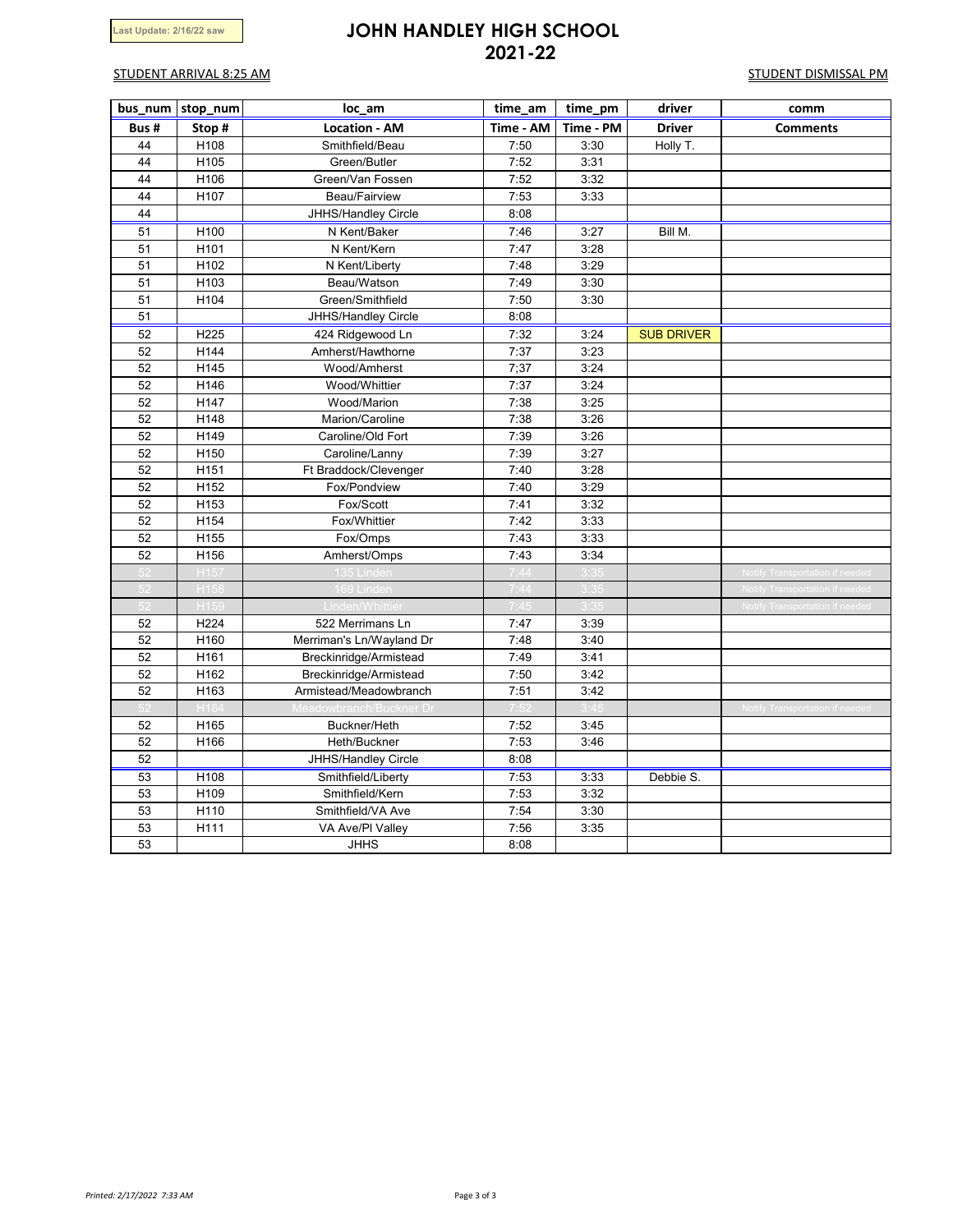Last Update: 2/16/22 saw

# JOHN HANDLEY HIGH SCHOOL
## 2021-22

STUDENT ARRIVAL 8:25 AM

STUDENT DISMISSAL PM

| bus_num | stop_num | loc_am | time_am | time_pm | driver | comm |
|---|---|---|---|---|---|---|
| **Bus #** | **Stop #** | **Location - AM** | **Time - AM** | **Time - PM** | **Driver** | **Comments** |
| 44 | H108 | Smithfield/Beau | 7:50 | 3:30 | Holly T. | |
| 44 | H105 | Green/Butler | 7:52 | 3:31 | | |
| 44 | H106 | Green/Van Fossen | 7:52 | 3:32 | | |
| 44 | H107 | Beau/Fairview | 7:53 | 3:33 | | |
| 44 | | JHHS/Handley Circle | 8:08 | | | |
| 51 | H100 | N Kent/Baker | 7:46 | 3:27 | Bill M. | |
| 51 | H101 | N Kent/Kern | 7:47 | 3:28 | | |
| 51 | H102 | N Kent/Liberty | 7:48 | 3:29 | | |
| 51 | H103 | Beau/Watson | 7:49 | 3:30 | | |
| 51 | H104 | Green/Smithfield | 7:50 | 3:30 | | |
| 51 | | JHHS/Handley Circle | 8:08 | | | |
| 52 | H225 | 424 Ridgewood Ln | 7:32 | 3:24 | SUB DRIVER | |
| 52 | H144 | Amherst/Hawthorne | 7:37 | 3:23 | | |
| 52 | H145 | Wood/Amherst | 7;37 | 3:24 | | |
| 52 | H146 | Wood/Whittier | 7:37 | 3:24 | | |
| 52 | H147 | Wood/Marion | 7:38 | 3:25 | | |
| 52 | H148 | Marion/Caroline | 7:38 | 3:26 | | |
| 52 | H149 | Caroline/Old Fort | 7:39 | 3:26 | | |
| 52 | H150 | Caroline/Lanny | 7:39 | 3:27 | | |
| 52 | H151 | Ft Braddock/Clevenger | 7:40 | 3:28 | | |
| 52 | H152 | Fox/Pondview | 7:40 | 3:29 | | |
| 52 | H153 | Fox/Scott | 7:41 | 3:32 | | |
| 52 | H154 | Fox/Whittier | 7:42 | 3:33 | | |
| 52 | H155 | Fox/Omps | 7:43 | 3:33 | | |
| 52 | H156 | Amherst/Omps | 7:43 | 3:34 | | |
| 52 | H157 | 135 Linden | 7:44 | 3:35 | | Notify Transportation if needed |
| 52 | H158 | 169 Linden | 7:44 | 3:35 | | Notify Transportation if needed |
| 52 | H159 | Linden/Whittier | 7:45 | 3:35 | | Notify Transportation if needed |
| 52 | H224 | 522 Merrimans Ln | 7:47 | 3:39 | | |
| 52 | H160 | Merriman's Ln/Wayland Dr | 7:48 | 3:40 | | |
| 52 | H161 | Breckinridge/Armistead | 7:49 | 3:41 | | |
| 52 | H162 | Breckinridge/Armistead | 7:50 | 3:42 | | |
| 52 | H163 | Armistead/Meadowbranch | 7:51 | 3:42 | | |
| 52 | H164 | Meadowbranch/Buckner Dr | 7:52 | 3:45 | | Notify Transportation if needed |
| 52 | H165 | Buckner/Heth | 7:52 | 3:45 | | |
| 52 | H166 | Heth/Buckner | 7:53 | 3:46 | | |
| 52 | | JHHS/Handley Circle | 8:08 | | | |
| 53 | H108 | Smithfield/Liberty | 7:53 | 3:33 | Debbie S. | |
| 53 | H109 | Smithfield/Kern | 7:53 | 3:32 | | |
| 53 | H110 | Smithfield/VA Ave | 7:54 | 3:30 | | |
| 53 | H111 | VA Ave/Pl Valley | 7:56 | 3:35 | | |
| 53 | | JHHS | 8:08 | | | |

*Printed: 2/17/2022 7:33 AM*